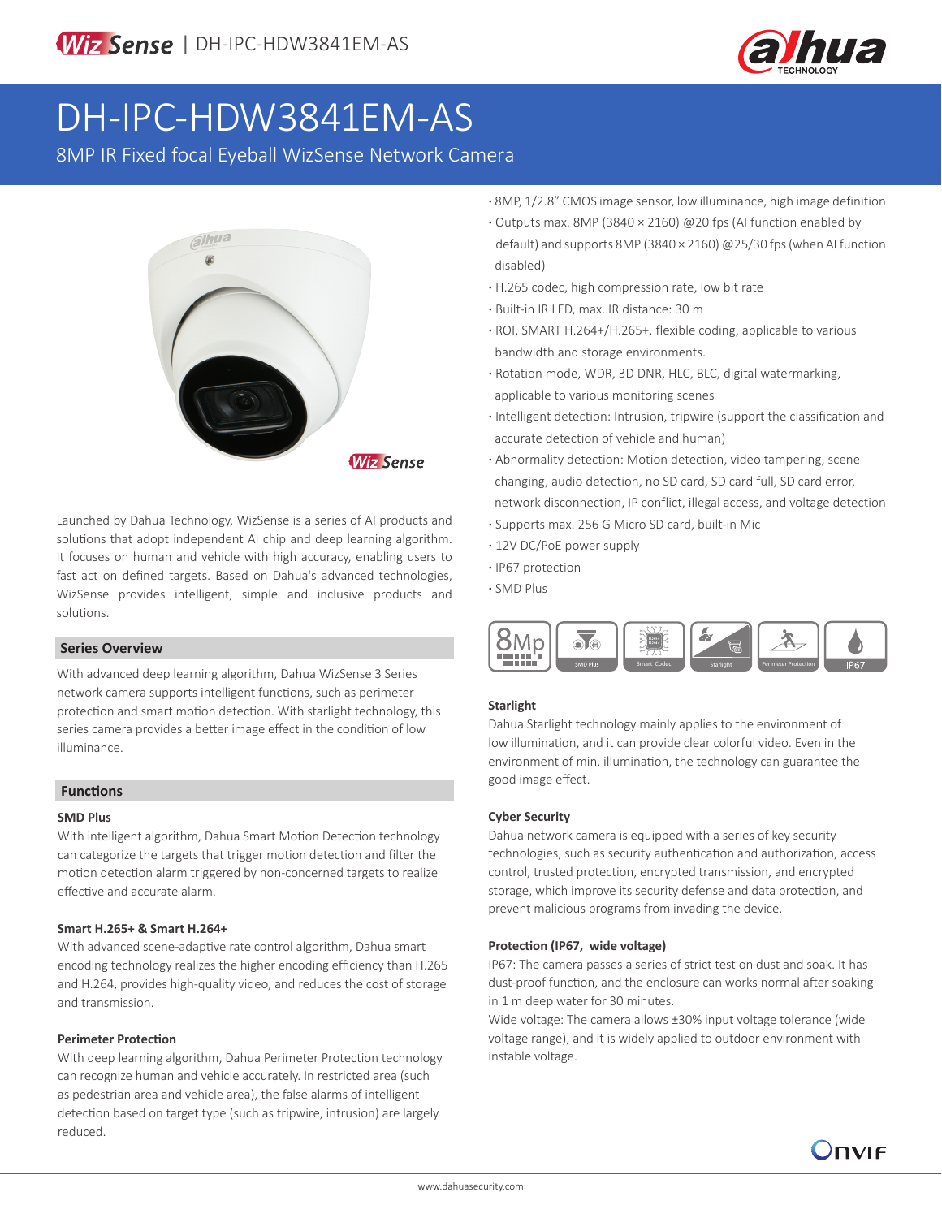# DH-IPC-HDW3841EM-AS

8MP IR Fixed focal Eyeball WizSense Network Camera

- 8MP, 1/2.8" CMOS image sensor, low illuminance, high image definition
- Outputs max. 8MP (3840 × 2160) @20 fps (AI function enabled by default) and supports 8MP (3840 × 2160) @25/30 fps (when AI function disabled)
- H.265 codec, high compression rate, low bit rate
- Built-in IR LED, max. IR distance: 30 m
- ROI, SMART H.264+/H.265+, flexible coding, applicable to various bandwidth and storage environments.
- Rotation mode, WDR, 3D DNR, HLC, BLC, digital watermarking, applicable to various monitoring scenes
- Intelligent detection: Intrusion, tripwire (support the classification and accurate detection of vehicle and human)
- Abnormality detection: Motion detection, video tampering, scene changing, audio detection, no SD card, SD card full, SD card error, network disconnection, IP conflict, illegal access, and voltage detection
- Supports max. 256 G Micro SD card, built-in Mic
- 12V DC/PoE power supply
- IP67 protection
- SMD Plus

Launched by Dahua Technology, WizSense is a series of AI products and solutions that adopt independent AI chip and deep learning algorithm. It focuses on human and vehicle with high accuracy, enabling users to fast act on defined targets. Based on Dahua's advanced technologies, WizSense provides intelligent, simple and inclusive products and solutions.

## Series Overview

With advanced deep learning algorithm, Dahua WizSense 3 Series network camera supports intelligent functions, such as perimeter protection and smart motion detection. With starlight technology, this series camera provides a better image effect in the condition of low illuminance.

## Functions

### SMD Plus

With intelligent algorithm, Dahua Smart Motion Detection technology can categorize the targets that trigger motion detection and filter the motion detection alarm triggered by non-concerned targets to realize effective and accurate alarm.

### Smart H.265+ & Smart H.264+

With advanced scene-adaptive rate control algorithm, Dahua smart encoding technology realizes the higher encoding efficiency than H.265 and H.264, provides high-quality video, and reduces the cost of storage and transmission.

### Perimeter Protection

With deep learning algorithm, Dahua Perimeter Protection technology can recognize human and vehicle accurately. In restricted area (such as pedestrian area and vehicle area), the false alarms of intelligent detection based on target type (such as tripwire, intrusion) are largely reduced.

### Starlight

Dahua Starlight technology mainly applies to the environment of low illumination, and it can provide clear colorful video. Even in the environment of min. illumination, the technology can guarantee the good image effect.

### Cyber Security

Dahua network camera is equipped with a series of key security technologies, such as security authentication and authorization, access control, trusted protection, encrypted transmission, and encrypted storage, which improve its security defense and data protection, and prevent malicious programs from invading the device.

### Protection (IP67, wide voltage)

IP67: The camera passes a series of strict test on dust and soak. It has dust-proof function, and the enclosure can works normal after soaking in 1 m deep water for 30 minutes.

Wide voltage: The camera allows ±30% input voltage tolerance (wide voltage range), and it is widely applied to outdoor environment with instable voltage.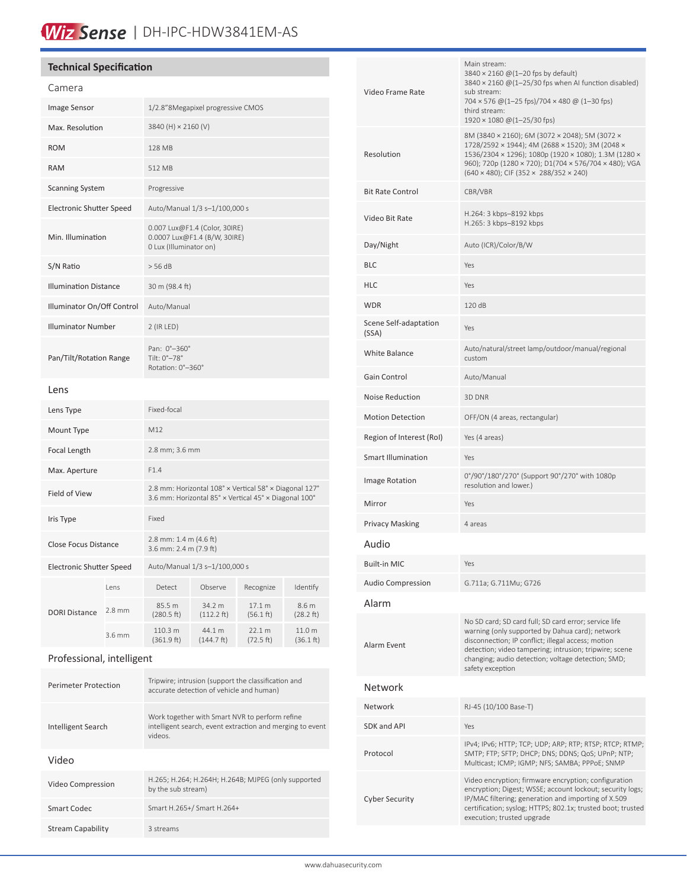# WizSense | DH-IPC-HDW3841EM-AS

## Technical Specification

### Camera

| | |
|---|---|
| Image Sensor | 1/2.8"8Megapixel progressive CMOS |
| Max. Resolution | 3840 (H) × 2160 (V) |
| ROM | 128 MB |
| RAM | 512 MB |
| Scanning System | Progressive |
| Electronic Shutter Speed | Auto/Manual 1/3 s–1/100,000 s |
| Min. Illumination | 0.007 Lux@F1.4 (Color, 30IRE)<br>0.0007 Lux@F1.4 (B/W, 30IRE)<br>0 Lux (Illuminator on) |
| S/N Ratio | > 56 dB |
| Illumination Distance | 30 m (98.4 ft) |
| Illuminator On/Off Control | Auto/Manual |
| Illuminator Number | 2 (IR LED) |
| Pan/Tilt/Rotation Range | Pan: 0°–360°<br>Tilt: 0°–78°<br>Rotation: 0°–360° |

### Lens

| | |
|---|---|
| Lens Type | Fixed-focal |
| Mount Type | M12 |
| Focal Length | 2.8 mm; 3.6 mm |
| Max. Aperture | F1.4 |
| Field of View | 2.8 mm: Horizontal 108° × Vertical 58° × Diagonal 127°<br>3.6 mm: Horizontal 85° × Vertical 45° × Diagonal 100° |
| Iris Type | Fixed |
| Close Focus Distance | 2.8 mm: 1.4 m (4.6 ft)<br>3.6 mm: 2.4 m (7.9 ft) |
| Electronic Shutter Speed | Auto/Manual 1/3 s–1/100,000 s |

| DORI Distance | Lens | Detect | Observe | Recognize | Identify |
|---|---|---|---|---|---|
| | 2.8 mm | 85.5 m (280.5 ft) | 34.2 m (112.2 ft) | 17.1 m (56.1 ft) | 8.6 m (28.2 ft) |
| | 3.6 mm | 110.3 m (361.9 ft) | 44.1 m (144.7 ft) | 22.1 m (72.5 ft) | 11.0 m (36.1 ft) |

### Professional, intelligent

| | |
|---|---|
| Perimeter Protection | Tripwire; intrusion (support the classification and accurate detection of vehicle and human) |
| Intelligent Search | Work together with Smart NVR to perform refine intelligent search, event extraction and merging to event videos. |

### Video

| | |
|---|---|
| Video Compression | H.265; H.264; H.264H; H.264B; MJPEG (only supported by the sub stream) |
| Smart Codec | Smart H.265+/ Smart H.264+ |
| Stream Capability | 3 streams |
| Video Frame Rate | Main stream:<br>3840 × 2160 @(1–20 fps by default)<br>3840 × 2160 @(1–25/30 fps when AI function disabled)<br>sub stream:<br>704 × 576 @(1–25 fps)/704 × 480 @ (1–30 fps)<br>third stream:<br>1920 × 1080 @(1–25/30 fps) |
| Resolution | 8M (3840 × 2160); 6M (3072 × 2048); 5M (3072 × 1728/2592 × 1944); 4M (2688 × 1520); 3M (2048 × 1536/2304 × 1296); 1080p (1920 × 1080); 1.3M (1280 × 960); 720p (1280 × 720); D1(704 × 576/704 × 480); VGA (640 × 480); CIF (352 × 288/352 × 240) |
| Bit Rate Control | CBR/VBR |
| Video Bit Rate | H.264: 3 kbps–8192 kbps<br>H.265: 3 kbps–8192 kbps |
| Day/Night | Auto (ICR)/Color/B/W |
| BLC | Yes |
| HLC | Yes |
| WDR | 120 dB |
| Scene Self-adaptation (SSA) | Yes |
| White Balance | Auto/natural/street lamp/outdoor/manual/regional custom |
| Gain Control | Auto/Manual |
| Noise Reduction | 3D DNR |
| Motion Detection | OFF/ON (4 areas, rectangular) |
| Region of Interest (RoI) | Yes (4 areas) |
| Smart Illumination | Yes |
| Image Rotation | 0°/90°/180°/270° (Support 90°/270° with 1080p resolution and lower.) |
| Mirror | Yes |
| Privacy Masking | 4 areas |

### Audio

| | |
|---|---|
| Built-in MIC | Yes |
| Audio Compression | G.711a; G.711Mu; G726 |

### Alarm

| | |
|---|---|
| Alarm Event | No SD card; SD card full; SD card error; service life warning (only supported by Dahua card); network disconnection; IP conflict; illegal access; motion detection; video tampering; intrusion; tripwire; scene changing; audio detection; voltage detection; SMD; safety exception |

### Network

| | |
|---|---|
| Network | RJ-45 (10/100 Base-T) |
| SDK and API | Yes |
| Protocol | IPv4; IPv6; HTTP; TCP; UDP; ARP; RTP; RTSP; RTCP; RTMP; SMTP; FTP; SFTP; DHCP; DNS; DDNS; QoS; UPnP; NTP; Multicast; ICMP; IGMP; NFS; SAMBA; PPPoE; SNMP |
| Cyber Security | Video encryption; firmware encryption; configuration encryption; Digest; WSSE; account lockout; security logs; IP/MAC filtering; generation and importing of X.509 certification; syslog; HTTPS; 802.1x; trusted boot; trusted execution; trusted upgrade |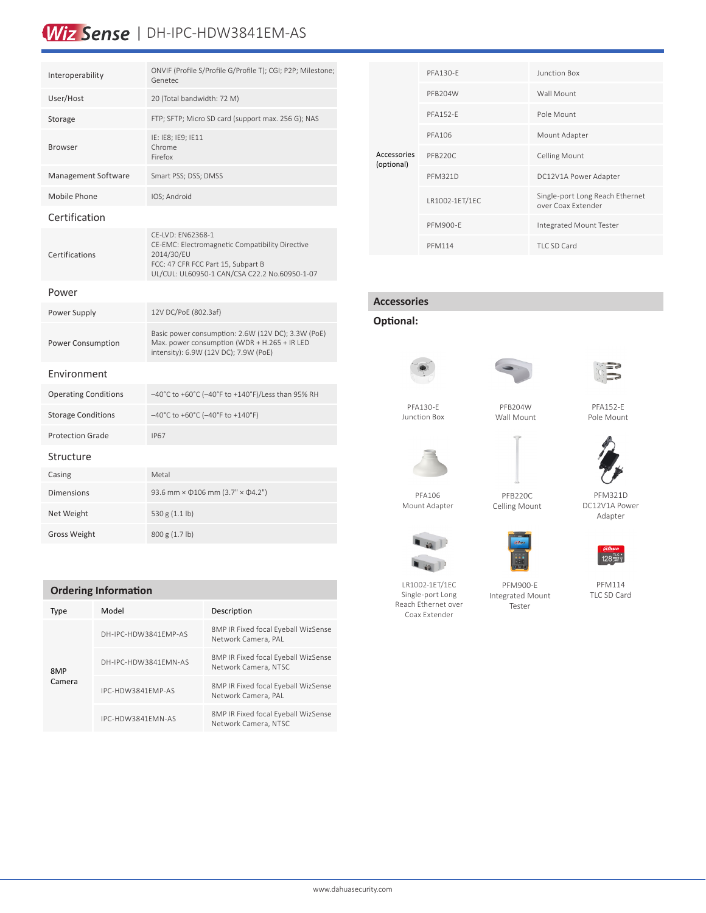| | |
|---|---|
| Interoperability | ONVIF (Profile S/Profile G/Profile T); CGI; P2P; Milestone; Genetec |
| User/Host | 20 (Total bandwidth: 72 M) |
| Storage | FTP; SFTP; Micro SD card (support max. 256 G); NAS |
| Browser | IE: IE8; IE9; IE11<br>Chrome<br>Firefox |
| Management Software | Smart PSS; DSS; DMSS |
| Mobile Phone | IOS; Android |

## Certification

| | |
|---|---|
| Certifications | CE-LVD: EN62368-1<br>CE-EMC: Electromagnetic Compatibility Directive 2014/30/EU<br>FCC: 47 CFR FCC Part 15, Subpart B<br>UL/CUL: UL60950-1 CAN/CSA C22.2 No.60950-1-07 |

## Power

| | |
|---|---|
| Power Supply | 12V DC/PoE (802.3af) |
| Power Consumption | Basic power consumption: 2.6W (12V DC); 3.3W (PoE)<br>Max. power consumption (WDR + H.265 + IR LED intensity): 6.9W (12V DC); 7.9W (PoE) |

## Environment

| | |
|---|---|
| Operating Conditions | –40°C to +60°C (–40°F to +140°F)/Less than 95% RH |
| Storage Conditions | –40°C to +60°C (–40°F to +140°F) |
| Protection Grade | IP67 |

## Structure

| | |
|---|---|
| Casing | Metal |
| Dimensions | 93.6 mm × Φ106 mm (3.7" × Φ4.2") |
| Net Weight | 530 g (1.1 lb) |
| Gross Weight | 800 g (1.7 lb) |

## Ordering Information

| Type | Model | Description |
|---|---|---|
| 8MP Camera | DH-IPC-HDW3841EMP-AS | 8MP IR Fixed focal Eyeball WizSense Network Camera, PAL |
| | DH-IPC-HDW3841EMN-AS | 8MP IR Fixed focal Eyeball WizSense Network Camera, NTSC |
| | IPC-HDW3841EMP-AS | 8MP IR Fixed focal Eyeball WizSense Network Camera, PAL |
| | IPC-HDW3841EMN-AS | 8MP IR Fixed focal Eyeball WizSense Network Camera, NTSC |

| | | |
|---|---|---|
| Accessories (optional) | PFA130-E | Junction Box |
| | PFB204W | Wall Mount |
| | PFA152-E | Pole Mount |
| | PFA106 | Mount Adapter |
| | PFB220C | Celling Mount |
| | PFM321D | DC12V1A Power Adapter |
| | LR1002-1ET/1EC | Single-port Long Reach Ethernet over Coax Extender |
| | PFM900-E | Integrated Mount Tester |
| | PFM114 | TLC SD Card |

## Accessories

### Optional:

PFA130-E
Junction Box

PFB204W
Wall Mount

PFA152-E
Pole Mount

PFA106
Mount Adapter

PFB220C
Celling Mount

PFM321D
DC12V1A Power Adapter

LR1002-1ET/1EC
Single-port Long Reach Ethernet over Coax Extender

PFM900-E
Integrated Mount Tester

PFM114
TLC SD Card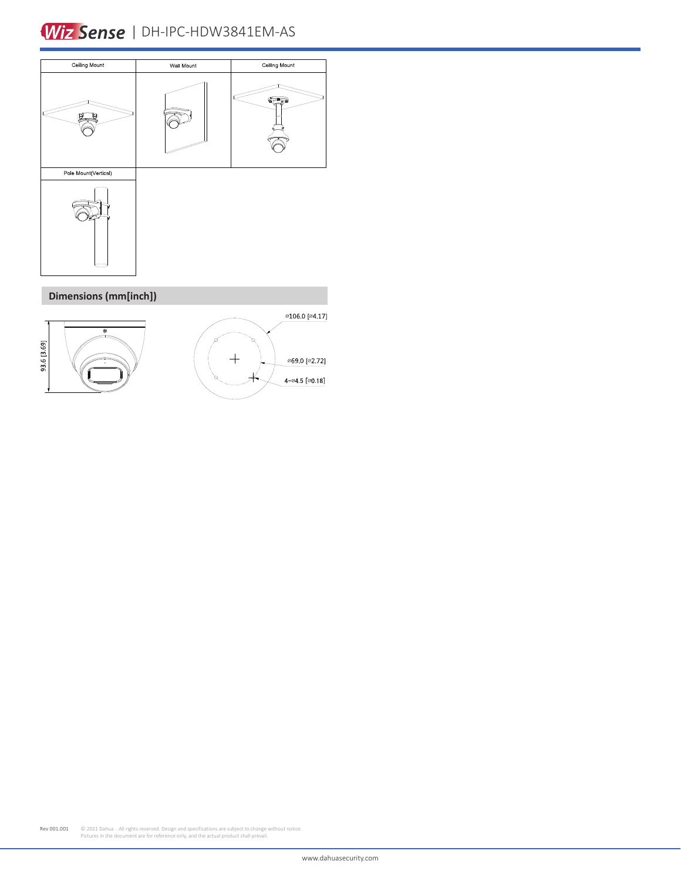| Ceiling Mount | Wall Mount | Ceiling Mount |
| --- | --- | --- |
| | | |

| Pole Mount(Vertical) |
| --- |
| |

## Dimensions (mm[inch])

93.6 [3.69]

⌀106.0 [⌀4.17]

⌀69.0 [⌀2.72]

4–⌀4.5 [⌀0.18]

Rev 001.001 © 2021 Dahua . All rights reserved. Design and specifications are subject to change without notice.
Pictures in the document are for reference only, and the actual product shall prevail.